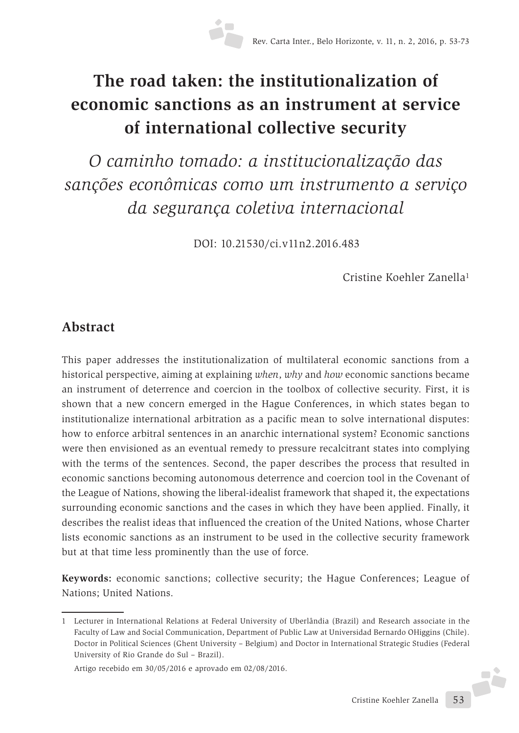# The road taken: the institutionalization of economic sanctions as an instrument at service of international collective security

## *O caminho tomado: a institucionalização das sanções econômicas como um instrumento a serviço da segurança coletiva internacional*

DOI: 10.21530/ci.v11n2.2016.483

Cristine Koehler Zanella[1]

## Abstract

This paper addresses the institutionalization of multilateral economic sanctions from a historical perspective, aiming at explaining *when*, *why* and *how* economic sanctions became an instrument of deterrence and coercion in the toolbox of collective security. First, it is shown that a new concern emerged in the Hague Conferences, in which states began to institutionalize international arbitration as a pacific mean to solve international disputes: how to enforce arbitral sentences in an anarchic international system? Economic sanctions were then envisioned as an eventual remedy to pressure recalcitrant states into complying with the terms of the sentences. Second, the paper describes the process that resulted in economic sanctions becoming autonomous deterrence and coercion tool in the Covenant of the League of Nations, showing the liberal-idealist framework that shaped it, the expectations surrounding economic sanctions and the cases in which they have been applied. Finally, it describes the realist ideas that influenced the creation of the United Nations, whose Charter lists economic sanctions as an instrument to be used in the collective security framework but at that time less prominently than the use of force.

**Keywords:** economic sanctions; collective security; the Hague Conferences; League of Nations; United Nations.

---

1 Lecturer in International Relations at Federal University of Uberlândia (Brazil) and Research associate in the Faculty of Law and Social Communication, Department of Public Law at Universidad Bernardo OHiggins (Chile). Doctor in Political Sciences (Ghent University – Belgium) and Doctor in International Strategic Studies (Federal University of Rio Grande do Sul – Brazil).

Artigo recebido em 30/05/2016 e aprovado em 02/08/2016.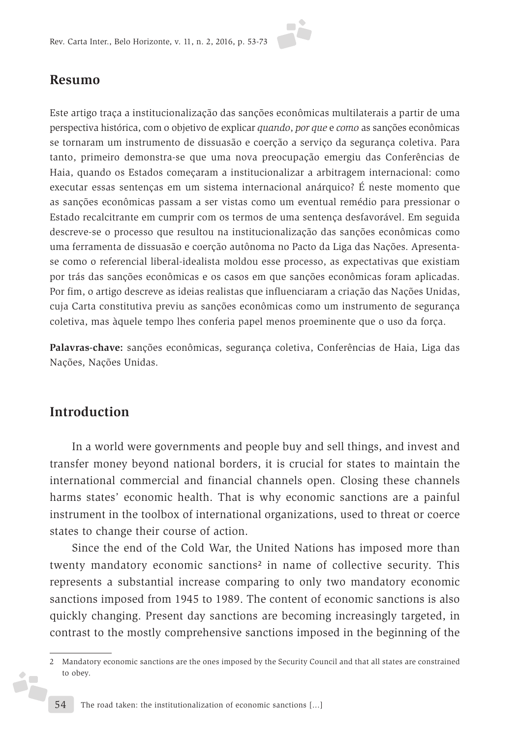## Resumo

Este artigo traça a institucionalização das sanções econômicas multilaterais a partir de uma perspectiva histórica, com o objetivo de explicar *quando*, *por que* e *como* as sanções econômicas se tornaram um instrumento de dissuasão e coerção a serviço da segurança coletiva. Para tanto, primeiro demonstra-se que uma nova preocupação emergiu das Conferências de Haia, quando os Estados começaram a institucionalizar a arbitragem internacional: como executar essas sentenças em um sistema internacional anárquico? É neste momento que as sanções econômicas passam a ser vistas como um eventual remédio para pressionar o Estado recalcitrante em cumprir com os termos de uma sentença desfavorável. Em seguida descreve-se o processo que resultou na institucionalização das sanções econômicas como uma ferramenta de dissuasão e coerção autônoma no Pacto da Liga das Nações. Apresenta-se como o referencial liberal-idealista moldou esse processo, as expectativas que existiam por trás das sanções econômicas e os casos em que sanções econômicas foram aplicadas. Por fim, o artigo descreve as ideias realistas que influenciaram a criação das Nações Unidas, cuja Carta constitutiva previu as sanções econômicas como um instrumento de segurança coletiva, mas àquele tempo lhes conferia papel menos proeminente que o uso da força.

**Palavras-chave:** sanções econômicas, segurança coletiva, Conferências de Haia, Liga das Nações, Nações Unidas.

## Introduction

In a world were governments and people buy and sell things, and invest and transfer money beyond national borders, it is crucial for states to maintain the international commercial and financial channels open. Closing these channels harms states' economic health. That is why economic sanctions are a painful instrument in the toolbox of international organizations, used to threat or coerce states to change their course of action.

Since the end of the Cold War, the United Nations has imposed more than twenty mandatory economic sanctions[2] in name of collective security. This represents a substantial increase comparing to only two mandatory economic sanctions imposed from 1945 to 1989. The content of economic sanctions is also quickly changing. Present day sanctions are becoming increasingly targeted, in contrast to the mostly comprehensive sanctions imposed in the beginning of the

2 Mandatory economic sanctions are the ones imposed by the Security Council and that all states are constrained to obey.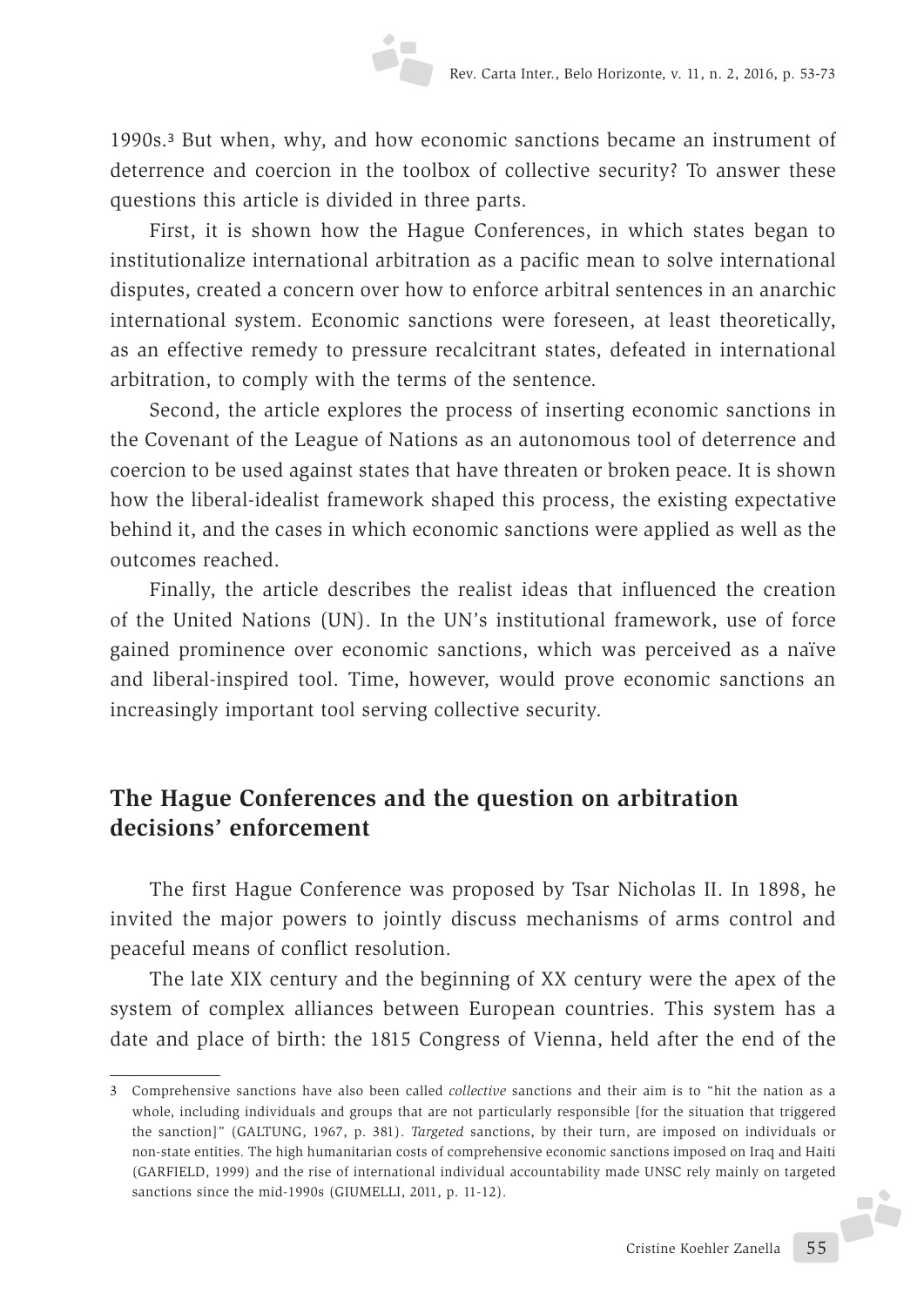1990s.[3] But when, why, and how economic sanctions became an instrument of deterrence and coercion in the toolbox of collective security? To answer these questions this article is divided in three parts.

First, it is shown how the Hague Conferences, in which states began to institutionalize international arbitration as a pacific mean to solve international disputes, created a concern over how to enforce arbitral sentences in an anarchic international system. Economic sanctions were foreseen, at least theoretically, as an effective remedy to pressure recalcitrant states, defeated in international arbitration, to comply with the terms of the sentence.

Second, the article explores the process of inserting economic sanctions in the Covenant of the League of Nations as an autonomous tool of deterrence and coercion to be used against states that have threaten or broken peace. It is shown how the liberal-idealist framework shaped this process, the existing expectative behind it, and the cases in which economic sanctions were applied as well as the outcomes reached.

Finally, the article describes the realist ideas that influenced the creation of the United Nations (UN). In the UN's institutional framework, use of force gained prominence over economic sanctions, which was perceived as a naïve and liberal-inspired tool. Time, however, would prove economic sanctions an increasingly important tool serving collective security.

## The Hague Conferences and the question on arbitration decisions' enforcement

The first Hague Conference was proposed by Tsar Nicholas II. In 1898, he invited the major powers to jointly discuss mechanisms of arms control and peaceful means of conflict resolution.

The late XIX century and the beginning of XX century were the apex of the system of complex alliances between European countries. This system has a date and place of birth: the 1815 Congress of Vienna, held after the end of the

---

3 Comprehensive sanctions have also been called *collective* sanctions and their aim is to "hit the nation as a whole, including individuals and groups that are not particularly responsible [for the situation that triggered the sanction]" (GALTUNG, 1967, p. 381). *Targeted* sanctions, by their turn, are imposed on individuals or non-state entities. The high humanitarian costs of comprehensive economic sanctions imposed on Iraq and Haiti (GARFIELD, 1999) and the rise of international individual accountability made UNSC rely mainly on targeted sanctions since the mid-1990s (GIUMELLI, 2011, p. 11-12).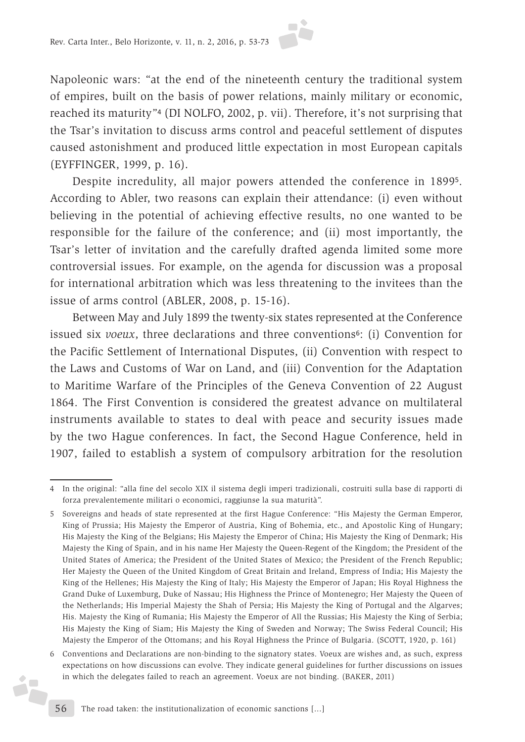Napoleonic wars: "at the end of the nineteenth century the traditional system of empires, built on the basis of power relations, mainly military or economic, reached its maturity"[4] (DI NOLFO, 2002, p. vii). Therefore, it's not surprising that the Tsar's invitation to discuss arms control and peaceful settlement of disputes caused astonishment and produced little expectation in most European capitals (EYFFINGER, 1999, p. 16).

Despite incredulity, all major powers attended the conference in 1899[5]. According to Abler, two reasons can explain their attendance: (i) even without believing in the potential of achieving effective results, no one wanted to be responsible for the failure of the conference; and (ii) most importantly, the Tsar's letter of invitation and the carefully drafted agenda limited some more controversial issues. For example, on the agenda for discussion was a proposal for international arbitration which was less threatening to the invitees than the issue of arms control (ABLER, 2008, p. 15-16).

Between May and July 1899 the twenty-six states represented at the Conference issued six *voeux*, three declarations and three conventions[6]: (i) Convention for the Pacific Settlement of International Disputes, (ii) Convention with respect to the Laws and Customs of War on Land, and (iii) Convention for the Adaptation to Maritime Warfare of the Principles of the Geneva Convention of 22 August 1864. The First Convention is considered the greatest advance on multilateral instruments available to states to deal with peace and security issues made by the two Hague conferences. In fact, the Second Hague Conference, held in 1907, failed to establish a system of compulsory arbitration for the resolution

---

4 In the original: "alla fine del secolo XIX il sistema degli imperi tradizionali, costruiti sulla base di rapporti di forza prevalentemente militari o economici, raggiunse la sua maturità".

5 Sovereigns and heads of state represented at the first Hague Conference: "His Majesty the German Emperor, King of Prussia; His Majesty the Emperor of Austria, King of Bohemia, etc., and Apostolic King of Hungary; His Majesty the King of the Belgians; His Majesty the Emperor of China; His Majesty the King of Denmark; His Majesty the King of Spain, and in his name Her Majesty the Queen-Regent of the Kingdom; the President of the United States of America; the President of the United States of Mexico; the President of the French Republic; Her Majesty the Queen of the United Kingdom of Great Britain and Ireland, Empress of India; His Majesty the King of the Hellenes; His Majesty the King of Italy; His Majesty the Emperor of Japan; His Royal Highness the Grand Duke of Luxemburg, Duke of Nassau; His Highness the Prince of Montenegro; Her Majesty the Queen of the Netherlands; His Imperial Majesty the Shah of Persia; His Majesty the King of Portugal and the Algarves; His. Majesty the King of Rumania; His Majesty the Emperor of All the Russias; His Majesty the King of Serbia; His Majesty the King of Siam; His Majesty the King of Sweden and Norway; The Swiss Federal Council; His Majesty the Emperor of the Ottomans; and his Royal Highness the Prince of Bulgaria. (SCOTT, 1920, p. 161)

6 Conventions and Declarations are non-binding to the signatory states. Voeux are wishes and, as such, express expectations on how discussions can evolve. They indicate general guidelines for further discussions on issues in which the delegates failed to reach an agreement. Voeux are not binding. (BAKER, 2011)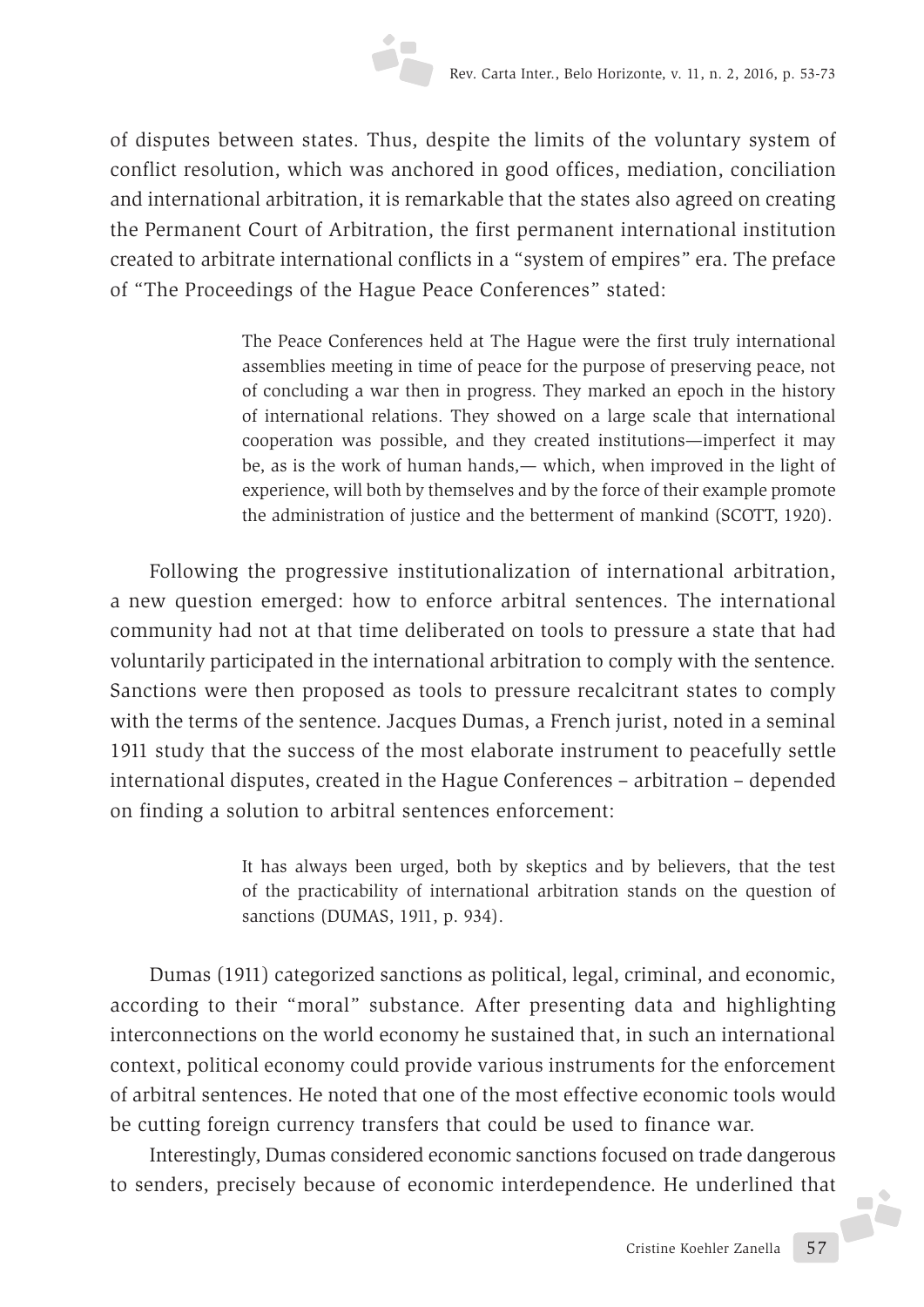of disputes between states. Thus, despite the limits of the voluntary system of conflict resolution, which was anchored in good offices, mediation, conciliation and international arbitration, it is remarkable that the states also agreed on creating the Permanent Court of Arbitration, the first permanent international institution created to arbitrate international conflicts in a "system of empires" era. The preface of "The Proceedings of the Hague Peace Conferences" stated:

> The Peace Conferences held at The Hague were the first truly international assemblies meeting in time of peace for the purpose of preserving peace, not of concluding a war then in progress. They marked an epoch in the history of international relations. They showed on a large scale that international cooperation was possible, and they created institutions—imperfect it may be, as is the work of human hands,— which, when improved in the light of experience, will both by themselves and by the force of their example promote the administration of justice and the betterment of mankind (SCOTT, 1920).

Following the progressive institutionalization of international arbitration, a new question emerged: how to enforce arbitral sentences. The international community had not at that time deliberated on tools to pressure a state that had voluntarily participated in the international arbitration to comply with the sentence. Sanctions were then proposed as tools to pressure recalcitrant states to comply with the terms of the sentence. Jacques Dumas, a French jurist, noted in a seminal 1911 study that the success of the most elaborate instrument to peacefully settle international disputes, created in the Hague Conferences – arbitration – depended on finding a solution to arbitral sentences enforcement:

> It has always been urged, both by skeptics and by believers, that the test of the practicability of international arbitration stands on the question of sanctions (DUMAS, 1911, p. 934).

Dumas (1911) categorized sanctions as political, legal, criminal, and economic, according to their "moral" substance. After presenting data and highlighting interconnections on the world economy he sustained that, in such an international context, political economy could provide various instruments for the enforcement of arbitral sentences. He noted that one of the most effective economic tools would be cutting foreign currency transfers that could be used to finance war.

Interestingly, Dumas considered economic sanctions focused on trade dangerous to senders, precisely because of economic interdependence. He underlined that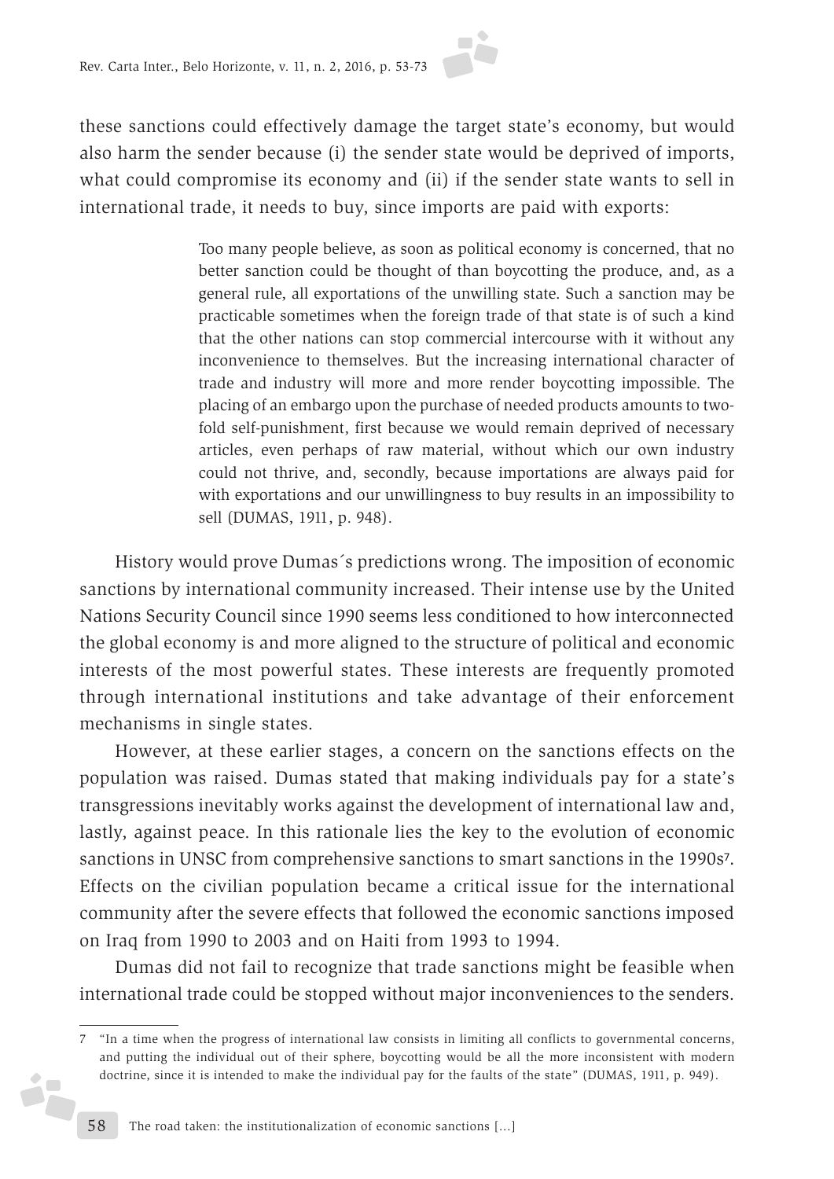these sanctions could effectively damage the target state's economy, but would also harm the sender because (i) the sender state would be deprived of imports, what could compromise its economy and (ii) if the sender state wants to sell in international trade, it needs to buy, since imports are paid with exports:

> Too many people believe, as soon as political economy is concerned, that no better sanction could be thought of than boycotting the produce, and, as a general rule, all exportations of the unwilling state. Such a sanction may be practicable sometimes when the foreign trade of that state is of such a kind that the other nations can stop commercial intercourse with it without any inconvenience to themselves. But the increasing international character of trade and industry will more and more render boycotting impossible. The placing of an embargo upon the purchase of needed products amounts to two-fold self-punishment, first because we would remain deprived of necessary articles, even perhaps of raw material, without which our own industry could not thrive, and, secondly, because importations are always paid for with exportations and our unwillingness to buy results in an impossibility to sell (DUMAS, 1911, p. 948).

History would prove Dumas´s predictions wrong. The imposition of economic sanctions by international community increased. Their intense use by the United Nations Security Council since 1990 seems less conditioned to how interconnected the global economy is and more aligned to the structure of political and economic interests of the most powerful states. These interests are frequently promoted through international institutions and take advantage of their enforcement mechanisms in single states.

However, at these earlier stages, a concern on the sanctions effects on the population was raised. Dumas stated that making individuals pay for a state's transgressions inevitably works against the development of international law and, lastly, against peace. In this rationale lies the key to the evolution of economic sanctions in UNSC from comprehensive sanctions to smart sanctions in the 1990s[7]. Effects on the civilian population became a critical issue for the international community after the severe effects that followed the economic sanctions imposed on Iraq from 1990 to 2003 and on Haiti from 1993 to 1994.

Dumas did not fail to recognize that trade sanctions might be feasible when international trade could be stopped without major inconveniences to the senders.

---

7 "In a time when the progress of international law consists in limiting all conflicts to governmental concerns, and putting the individual out of their sphere, boycotting would be all the more inconsistent with modern doctrine, since it is intended to make the individual pay for the faults of the state" (DUMAS, 1911, p. 949).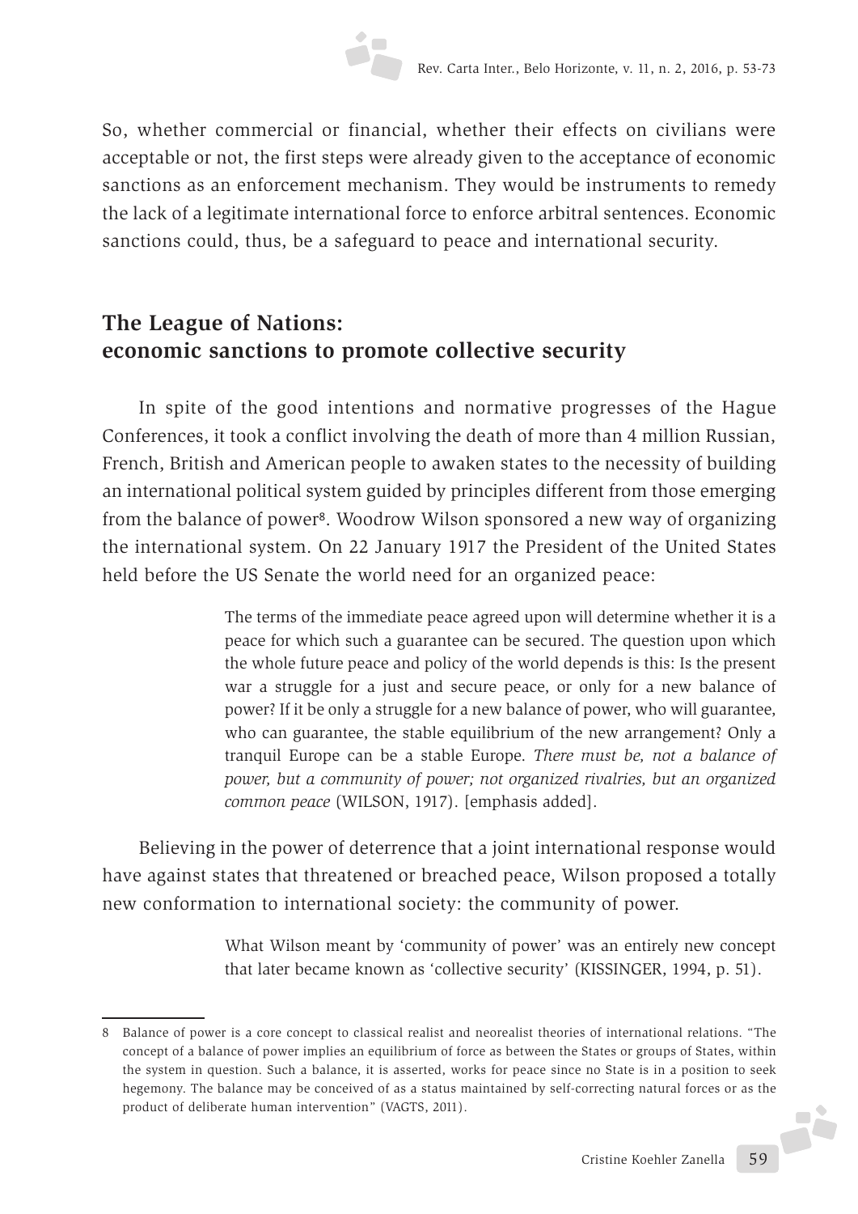So, whether commercial or financial, whether their effects on civilians were acceptable or not, the first steps were already given to the acceptance of economic sanctions as an enforcement mechanism. They would be instruments to remedy the lack of a legitimate international force to enforce arbitral sentences. Economic sanctions could, thus, be a safeguard to peace and international security.

## The League of Nations: economic sanctions to promote collective security

In spite of the good intentions and normative progresses of the Hague Conferences, it took a conflict involving the death of more than 4 million Russian, French, British and American people to awaken states to the necessity of building an international political system guided by principles different from those emerging from the balance of power[8]. Woodrow Wilson sponsored a new way of organizing the international system. On 22 January 1917 the President of the United States held before the US Senate the world need for an organized peace:

> The terms of the immediate peace agreed upon will determine whether it is a peace for which such a guarantee can be secured. The question upon which the whole future peace and policy of the world depends is this: Is the present war a struggle for a just and secure peace, or only for a new balance of power? If it be only a struggle for a new balance of power, who will guarantee, who can guarantee, the stable equilibrium of the new arrangement? Only a tranquil Europe can be a stable Europe. *There must be, not a balance of power, but a community of power; not organized rivalries, but an organized common peace* (WILSON, 1917). [emphasis added].

Believing in the power of deterrence that a joint international response would have against states that threatened or breached peace, Wilson proposed a totally new conformation to international society: the community of power.

> What Wilson meant by 'community of power' was an entirely new concept that later became known as 'collective security' (KISSINGER, 1994, p. 51).

8 Balance of power is a core concept to classical realist and neorealist theories of international relations. "The concept of a balance of power implies an equilibrium of force as between the States or groups of States, within the system in question. Such a balance, it is asserted, works for peace since no State is in a position to seek hegemony. The balance may be conceived of as a status maintained by self-correcting natural forces or as the product of deliberate human intervention" (VAGTS, 2011).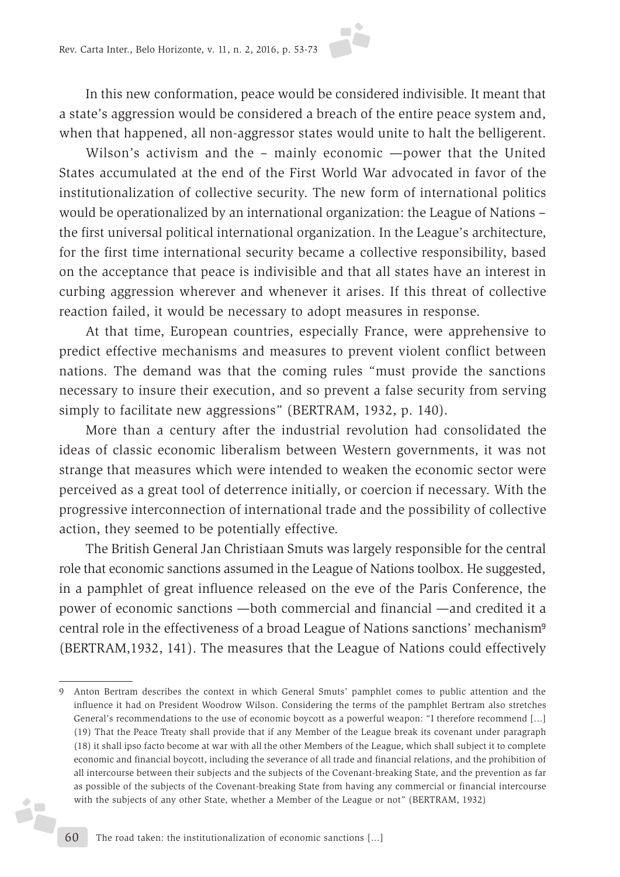In this new conformation, peace would be considered indivisible. It meant that a state's aggression would be considered a breach of the entire peace system and, when that happened, all non-aggressor states would unite to halt the belligerent.

Wilson's activism and the – mainly economic —power that the United States accumulated at the end of the First World War advocated in favor of the institutionalization of collective security. The new form of international politics would be operationalized by an international organization: the League of Nations – the first universal political international organization. In the League's architecture, for the first time international security became a collective responsibility, based on the acceptance that peace is indivisible and that all states have an interest in curbing aggression wherever and whenever it arises. If this threat of collective reaction failed, it would be necessary to adopt measures in response.

At that time, European countries, especially France, were apprehensive to predict effective mechanisms and measures to prevent violent conflict between nations. The demand was that the coming rules "must provide the sanctions necessary to insure their execution, and so prevent a false security from serving simply to facilitate new aggressions" (BERTRAM, 1932, p. 140).

More than a century after the industrial revolution had consolidated the ideas of classic economic liberalism between Western governments, it was not strange that measures which were intended to weaken the economic sector were perceived as a great tool of deterrence initially, or coercion if necessary. With the progressive interconnection of international trade and the possibility of collective action, they seemed to be potentially effective.

The British General Jan Christiaan Smuts was largely responsible for the central role that economic sanctions assumed in the League of Nations toolbox. He suggested, in a pamphlet of great influence released on the eve of the Paris Conference, the power of economic sanctions —both commercial and financial —and credited it a central role in the effectiveness of a broad League of Nations sanctions' mechanism[9] (BERTRAM,1932, 141). The measures that the League of Nations could effectively

---

9 Anton Bertram describes the context in which General Smuts' pamphlet comes to public attention and the influence it had on President Woodrow Wilson. Considering the terms of the pamphlet Bertram also stretches General's recommendations to the use of economic boycott as a powerful weapon: "I therefore recommend [...] (19) That the Peace Treaty shall provide that if any Member of the League break its covenant under paragraph (18) it shall ipso facto become at war with all the other Members of the League, which shall subject it to complete economic and financial boycott, including the severance of all trade and financial relations, and the prohibition of all intercourse between their subjects and the subjects of the Covenant-breaking State, and the prevention as far as possible of the subjects of the Covenant-breaking State from having any commercial or financial intercourse with the subjects of any other State, whether a Member of the League or not" (BERTRAM, 1932)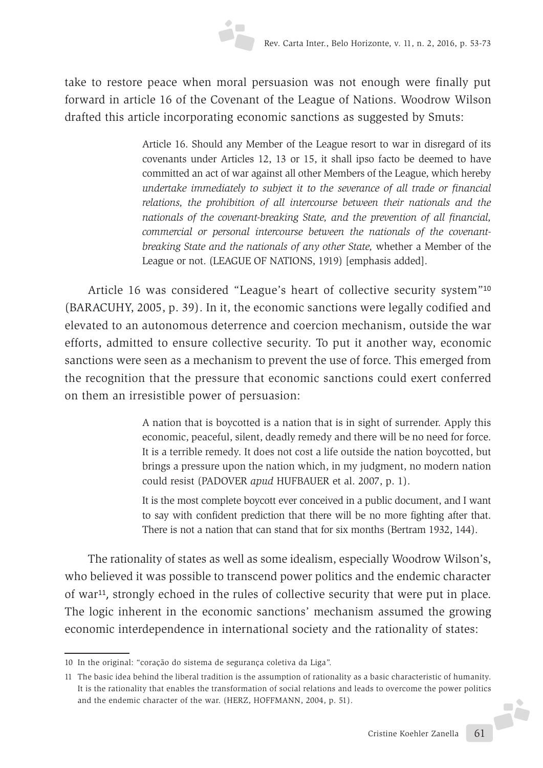take to restore peace when moral persuasion was not enough were finally put forward in article 16 of the Covenant of the League of Nations. Woodrow Wilson drafted this article incorporating economic sanctions as suggested by Smuts:

> Article 16. Should any Member of the League resort to war in disregard of its covenants under Articles 12, 13 or 15, it shall ipso facto be deemed to have committed an act of war against all other Members of the League, which hereby *undertake immediately to subject it to the severance of all trade or financial relations, the prohibition of all intercourse between their nationals and the nationals of the covenant-breaking State, and the prevention of all financial, commercial or personal intercourse between the nationals of the covenant-breaking State and the nationals of any other State,* whether a Member of the League or not. (LEAGUE OF NATIONS, 1919) [emphasis added].

Article 16 was considered "League's heart of collective security system"[10] (BARACUHY, 2005, p. 39). In it, the economic sanctions were legally codified and elevated to an autonomous deterrence and coercion mechanism, outside the war efforts, admitted to ensure collective security. To put it another way, economic sanctions were seen as a mechanism to prevent the use of force. This emerged from the recognition that the pressure that economic sanctions could exert conferred on them an irresistible power of persuasion:

> A nation that is boycotted is a nation that is in sight of surrender. Apply this economic, peaceful, silent, deadly remedy and there will be no need for force. It is a terrible remedy. It does not cost a life outside the nation boycotted, but brings a pressure upon the nation which, in my judgment, no modern nation could resist (PADOVER *apud* HUFBAUER et al. 2007, p. 1).
>
> It is the most complete boycott ever conceived in a public document, and I want to say with confident prediction that there will be no more fighting after that. There is not a nation that can stand that for six months (Bertram 1932, 144).

The rationality of states as well as some idealism, especially Woodrow Wilson's, who believed it was possible to transcend power politics and the endemic character of war[11], strongly echoed in the rules of collective security that were put in place. The logic inherent in the economic sanctions' mechanism assumed the growing economic interdependence in international society and the rationality of states:

---

10 In the original: "coração do sistema de segurança coletiva da Liga".

11 The basic idea behind the liberal tradition is the assumption of rationality as a basic characteristic of humanity. It is the rationality that enables the transformation of social relations and leads to overcome the power politics and the endemic character of the war. (HERZ, HOFFMANN, 2004, p. 51).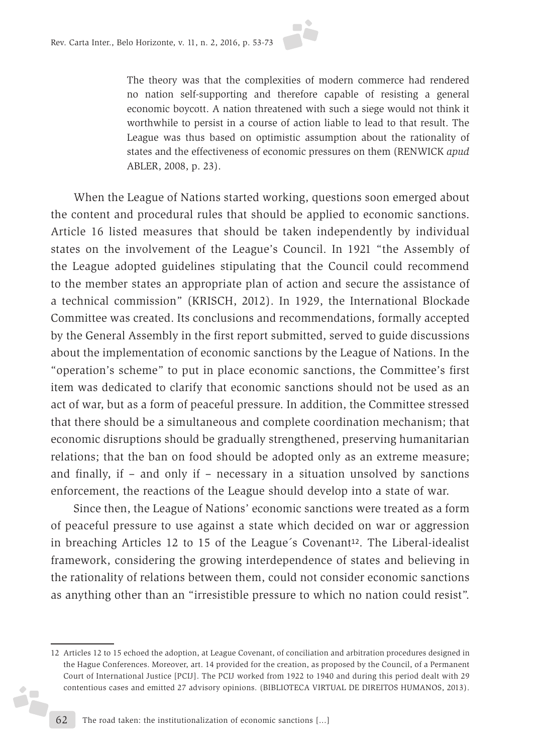> The theory was that the complexities of modern commerce had rendered no nation self-supporting and therefore capable of resisting a general economic boycott. A nation threatened with such a siege would not think it worthwhile to persist in a course of action liable to lead to that result. The League was thus based on optimistic assumption about the rationality of states and the effectiveness of economic pressures on them (RENWICK *apud* ABLER, 2008, p. 23).

When the League of Nations started working, questions soon emerged about the content and procedural rules that should be applied to economic sanctions. Article 16 listed measures that should be taken independently by individual states on the involvement of the League's Council. In 1921 "the Assembly of the League adopted guidelines stipulating that the Council could recommend to the member states an appropriate plan of action and secure the assistance of a technical commission" (KRISCH, 2012). In 1929, the International Blockade Committee was created. Its conclusions and recommendations, formally accepted by the General Assembly in the first report submitted, served to guide discussions about the implementation of economic sanctions by the League of Nations. In the "operation's scheme" to put in place economic sanctions, the Committee's first item was dedicated to clarify that economic sanctions should not be used as an act of war, but as a form of peaceful pressure. In addition, the Committee stressed that there should be a simultaneous and complete coordination mechanism; that economic disruptions should be gradually strengthened, preserving humanitarian relations; that the ban on food should be adopted only as an extreme measure; and finally, if – and only if – necessary in a situation unsolved by sanctions enforcement, the reactions of the League should develop into a state of war.

Since then, the League of Nations' economic sanctions were treated as a form of peaceful pressure to use against a state which decided on war or aggression in breaching Articles 12 to 15 of the League´s Covenant[12]. The Liberal-idealist framework, considering the growing interdependence of states and believing in the rationality of relations between them, could not consider economic sanctions as anything other than an "irresistible pressure to which no nation could resist".

---

12 Articles 12 to 15 echoed the adoption, at League Covenant, of conciliation and arbitration procedures designed in the Hague Conferences. Moreover, art. 14 provided for the creation, as proposed by the Council, of a Permanent Court of International Justice [PCIJ]. The PCIJ worked from 1922 to 1940 and during this period dealt with 29 contentious cases and emitted 27 advisory opinions. (BIBLIOTECA VIRTUAL DE DIREITOS HUMANOS, 2013).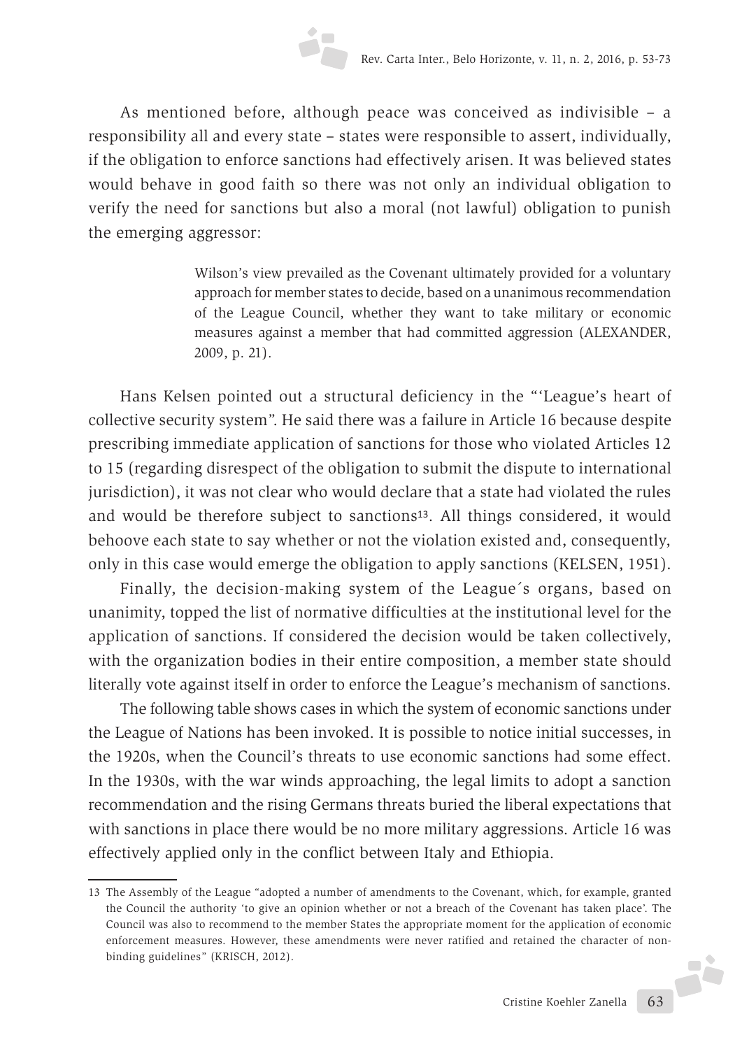As mentioned before, although peace was conceived as indivisible – a responsibility all and every state – states were responsible to assert, individually, if the obligation to enforce sanctions had effectively arisen. It was believed states would behave in good faith so there was not only an individual obligation to verify the need for sanctions but also a moral (not lawful) obligation to punish the emerging aggressor:

> Wilson's view prevailed as the Covenant ultimately provided for a voluntary approach for member states to decide, based on a unanimous recommendation of the League Council, whether they want to take military or economic measures against a member that had committed aggression (ALEXANDER, 2009, p. 21).

Hans Kelsen pointed out a structural deficiency in the "'League's heart of collective security system". He said there was a failure in Article 16 because despite prescribing immediate application of sanctions for those who violated Articles 12 to 15 (regarding disrespect of the obligation to submit the dispute to international jurisdiction), it was not clear who would declare that a state had violated the rules and would be therefore subject to sanctions[13]. All things considered, it would behoove each state to say whether or not the violation existed and, consequently, only in this case would emerge the obligation to apply sanctions (KELSEN, 1951).

Finally, the decision-making system of the League´s organs, based on unanimity, topped the list of normative difficulties at the institutional level for the application of sanctions. If considered the decision would be taken collectively, with the organization bodies in their entire composition, a member state should literally vote against itself in order to enforce the League's mechanism of sanctions.

The following table shows cases in which the system of economic sanctions under the League of Nations has been invoked. It is possible to notice initial successes, in the 1920s, when the Council's threats to use economic sanctions had some effect. In the 1930s, with the war winds approaching, the legal limits to adopt a sanction recommendation and the rising Germans threats buried the liberal expectations that with sanctions in place there would be no more military aggressions. Article 16 was effectively applied only in the conflict between Italy and Ethiopia.

---

13 The Assembly of the League "adopted a number of amendments to the Covenant, which, for example, granted the Council the authority 'to give an opinion whether or not a breach of the Covenant has taken place'. The Council was also to recommend to the member States the appropriate moment for the application of economic enforcement measures. However, these amendments were never ratified and retained the character of non-binding guidelines" (KRISCH, 2012).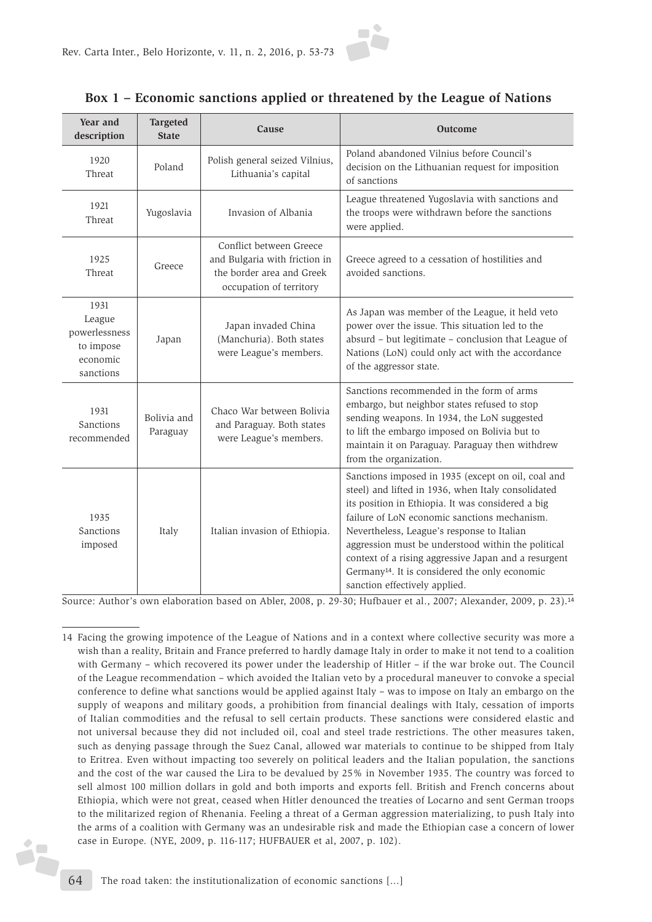**Box 1 – Economic sanctions applied or threatened by the League of Nations**

| Year and description | Targeted State | Cause | Outcome |
|---|---|---|---|
| 1920 Threat | Poland | Polish general seized Vilnius, Lithuania's capital | Poland abandoned Vilnius before Council's decision on the Lithuanian request for imposition of sanctions |
| 1921 Threat | Yugoslavia | Invasion of Albania | League threatened Yugoslavia with sanctions and the troops were withdrawn before the sanctions were applied. |
| 1925 Threat | Greece | Conflict between Greece and Bulgaria with friction in the border area and Greek occupation of territory | Greece agreed to a cessation of hostilities and avoided sanctions. |
| 1931 League powerlessness to impose economic sanctions | Japan | Japan invaded China (Manchuria). Both states were League's members. | As Japan was member of the League, it held veto power over the issue. This situation led to the absurd – but legitimate – conclusion that League of Nations (LoN) could only act with the accordance of the aggressor state. |
| 1931 Sanctions recommended | Bolivia and Paraguay | Chaco War between Bolivia and Paraguay. Both states were League's members. | Sanctions recommended in the form of arms embargo, but neighbor states refused to stop sending weapons. In 1934, the LoN suggested to lift the embargo imposed on Bolivia but to maintain it on Paraguay. Paraguay then withdrew from the organization. |
| 1935 Sanctions imposed | Italy | Italian invasion of Ethiopia. | Sanctions imposed in 1935 (except on oil, coal and steel) and lifted in 1936, when Italy consolidated its position in Ethiopia. It was considered a big failure of LoN economic sanctions mechanism. Nevertheless, League's response to Italian aggression must be understood within the political context of a rising aggressive Japan and a resurgent Germany[14]. It is considered the only economic sanction effectively applied. |

Source: Author's own elaboration based on Abler, 2008, p. 29-30; Hufbauer et al., 2007; Alexander, 2009, p. 23).[14]

---

14 Facing the growing impotence of the League of Nations and in a context where collective security was more a wish than a reality, Britain and France preferred to hardly damage Italy in order to make it not tend to a coalition with Germany – which recovered its power under the leadership of Hitler – if the war broke out. The Council of the League recommendation – which avoided the Italian veto by a procedural maneuver to convoke a special conference to define what sanctions would be applied against Italy – was to impose on Italy an embargo on the supply of weapons and military goods, a prohibition from financial dealings with Italy, cessation of imports of Italian commodities and the refusal to sell certain products. These sanctions were considered elastic and not universal because they did not included oil, coal and steel trade restrictions. The other measures taken, such as denying passage through the Suez Canal, allowed war materials to continue to be shipped from Italy to Eritrea. Even without impacting too severely on political leaders and the Italian population, the sanctions and the cost of the war caused the Lira to be devalued by 25% in November 1935. The country was forced to sell almost 100 million dollars in gold and both imports and exports fell. British and French concerns about Ethiopia, which were not great, ceased when Hitler denounced the treaties of Locarno and sent German troops to the militarized region of Rhenania. Feeling a threat of a German aggression materializing, to push Italy into the arms of a coalition with Germany was an undesirable risk and made the Ethiopian case a concern of lower case in Europe. (NYE, 2009, p. 116-117; HUFBAUER et al, 2007, p. 102).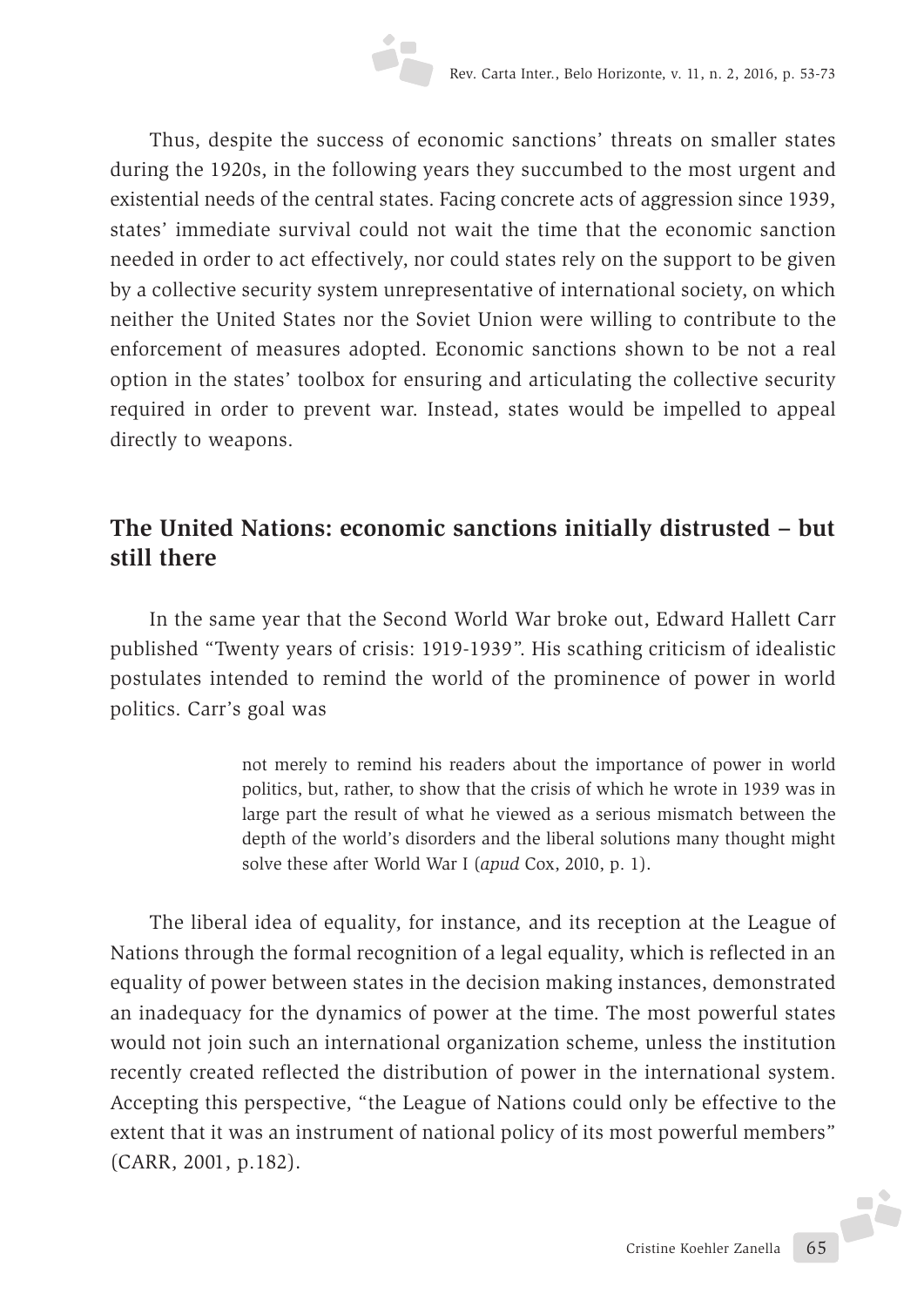Thus, despite the success of economic sanctions' threats on smaller states during the 1920s, in the following years they succumbed to the most urgent and existential needs of the central states. Facing concrete acts of aggression since 1939, states' immediate survival could not wait the time that the economic sanction needed in order to act effectively, nor could states rely on the support to be given by a collective security system unrepresentative of international society, on which neither the United States nor the Soviet Union were willing to contribute to the enforcement of measures adopted. Economic sanctions shown to be not a real option in the states' toolbox for ensuring and articulating the collective security required in order to prevent war. Instead, states would be impelled to appeal directly to weapons.

## The United Nations: economic sanctions initially distrusted – but still there

In the same year that the Second World War broke out, Edward Hallett Carr published "Twenty years of crisis: 1919-1939". His scathing criticism of idealistic postulates intended to remind the world of the prominence of power in world politics. Carr's goal was

> not merely to remind his readers about the importance of power in world politics, but, rather, to show that the crisis of which he wrote in 1939 was in large part the result of what he viewed as a serious mismatch between the depth of the world's disorders and the liberal solutions many thought might solve these after World War I (*apud* Cox, 2010, p. 1).

The liberal idea of equality, for instance, and its reception at the League of Nations through the formal recognition of a legal equality, which is reflected in an equality of power between states in the decision making instances, demonstrated an inadequacy for the dynamics of power at the time. The most powerful states would not join such an international organization scheme, unless the institution recently created reflected the distribution of power in the international system. Accepting this perspective, "the League of Nations could only be effective to the extent that it was an instrument of national policy of its most powerful members" (CARR, 2001, p.182).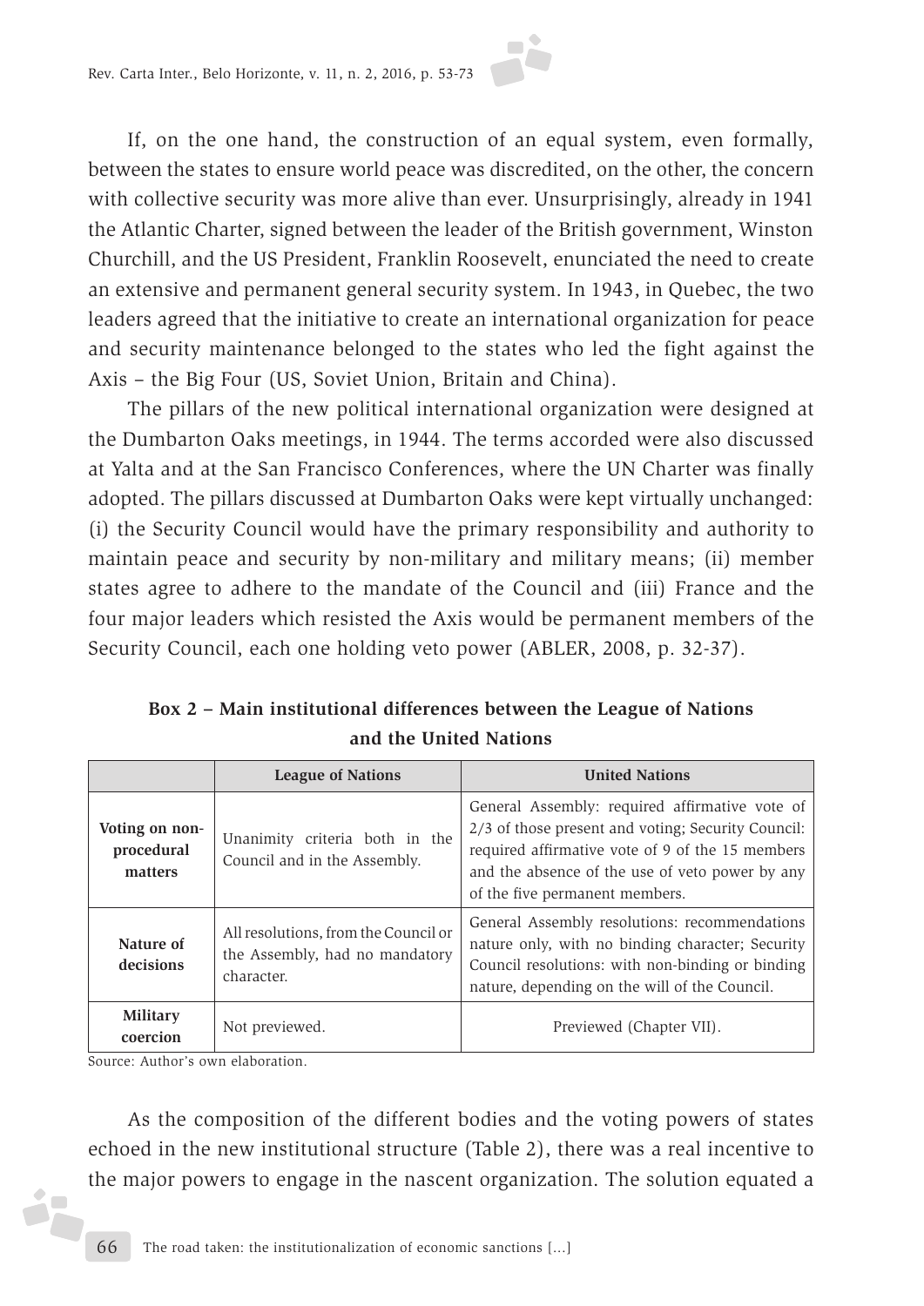If, on the one hand, the construction of an equal system, even formally, between the states to ensure world peace was discredited, on the other, the concern with collective security was more alive than ever. Unsurprisingly, already in 1941 the Atlantic Charter, signed between the leader of the British government, Winston Churchill, and the US President, Franklin Roosevelt, enunciated the need to create an extensive and permanent general security system. In 1943, in Quebec, the two leaders agreed that the initiative to create an international organization for peace and security maintenance belonged to the states who led the fight against the Axis – the Big Four (US, Soviet Union, Britain and China).

The pillars of the new political international organization were designed at the Dumbarton Oaks meetings, in 1944. The terms accorded were also discussed at Yalta and at the San Francisco Conferences, where the UN Charter was finally adopted. The pillars discussed at Dumbarton Oaks were kept virtually unchanged: (i) the Security Council would have the primary responsibility and authority to maintain peace and security by non-military and military means; (ii) member states agree to adhere to the mandate of the Council and (iii) France and the four major leaders which resisted the Axis would be permanent members of the Security Council, each one holding veto power (ABLER, 2008, p. 32-37).

**Box 2 – Main institutional differences between the League of Nations and the United Nations**

| | League of Nations | United Nations |
|---|---|---|
| **Voting on non-procedural matters** | Unanimity criteria both in the Council and in the Assembly. | General Assembly: required affirmative vote of 2/3 of those present and voting; Security Council: required affirmative vote of 9 of the 15 members and the absence of the use of veto power by any of the five permanent members. |
| **Nature of decisions** | All resolutions, from the Council or the Assembly, had no mandatory character. | General Assembly resolutions: recommendations nature only, with no binding character; Security Council resolutions: with non-binding or binding nature, depending on the will of the Council. |
| **Military coercion** | Not previewed. | Previewed (Chapter VII). |

Source: Author's own elaboration.

As the composition of the different bodies and the voting powers of states echoed in the new institutional structure (Table 2), there was a real incentive to the major powers to engage in the nascent organization. The solution equated a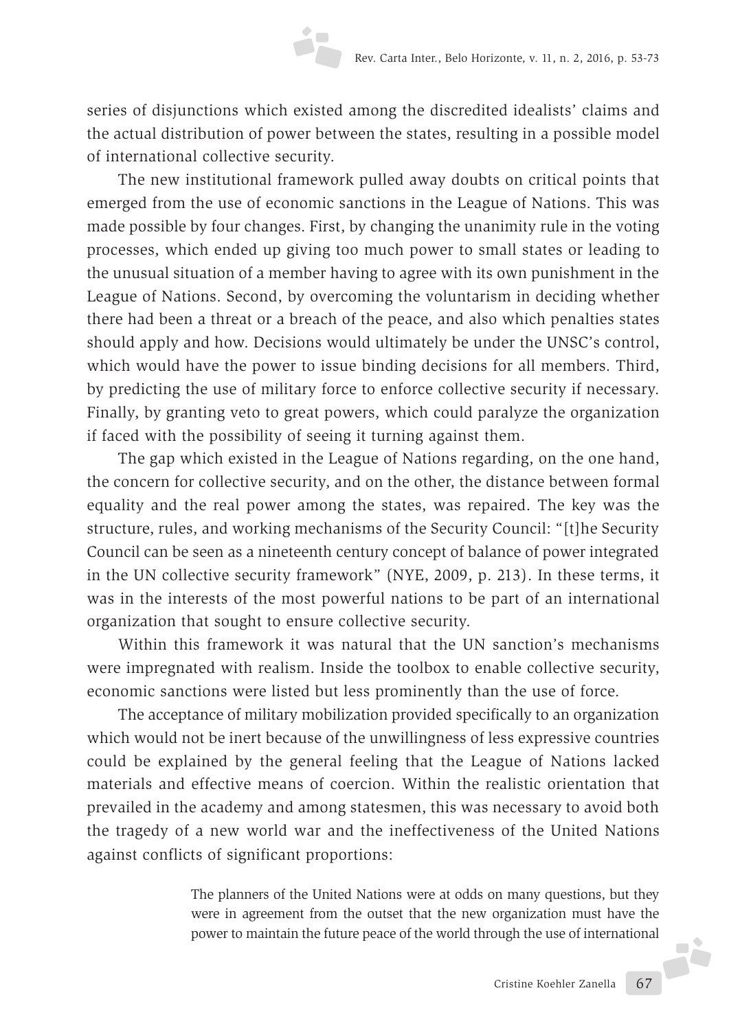series of disjunctions which existed among the discredited idealists' claims and the actual distribution of power between the states, resulting in a possible model of international collective security.

The new institutional framework pulled away doubts on critical points that emerged from the use of economic sanctions in the League of Nations. This was made possible by four changes. First, by changing the unanimity rule in the voting processes, which ended up giving too much power to small states or leading to the unusual situation of a member having to agree with its own punishment in the League of Nations. Second, by overcoming the voluntarism in deciding whether there had been a threat or a breach of the peace, and also which penalties states should apply and how. Decisions would ultimately be under the UNSC's control, which would have the power to issue binding decisions for all members. Third, by predicting the use of military force to enforce collective security if necessary. Finally, by granting veto to great powers, which could paralyze the organization if faced with the possibility of seeing it turning against them.

The gap which existed in the League of Nations regarding, on the one hand, the concern for collective security, and on the other, the distance between formal equality and the real power among the states, was repaired. The key was the structure, rules, and working mechanisms of the Security Council: "[t]he Security Council can be seen as a nineteenth century concept of balance of power integrated in the UN collective security framework" (NYE, 2009, p. 213). In these terms, it was in the interests of the most powerful nations to be part of an international organization that sought to ensure collective security.

Within this framework it was natural that the UN sanction's mechanisms were impregnated with realism. Inside the toolbox to enable collective security, economic sanctions were listed but less prominently than the use of force.

The acceptance of military mobilization provided specifically to an organization which would not be inert because of the unwillingness of less expressive countries could be explained by the general feeling that the League of Nations lacked materials and effective means of coercion. Within the realistic orientation that prevailed in the academy and among statesmen, this was necessary to avoid both the tragedy of a new world war and the ineffectiveness of the United Nations against conflicts of significant proportions:

> The planners of the United Nations were at odds on many questions, but they were in agreement from the outset that the new organization must have the power to maintain the future peace of the world through the use of international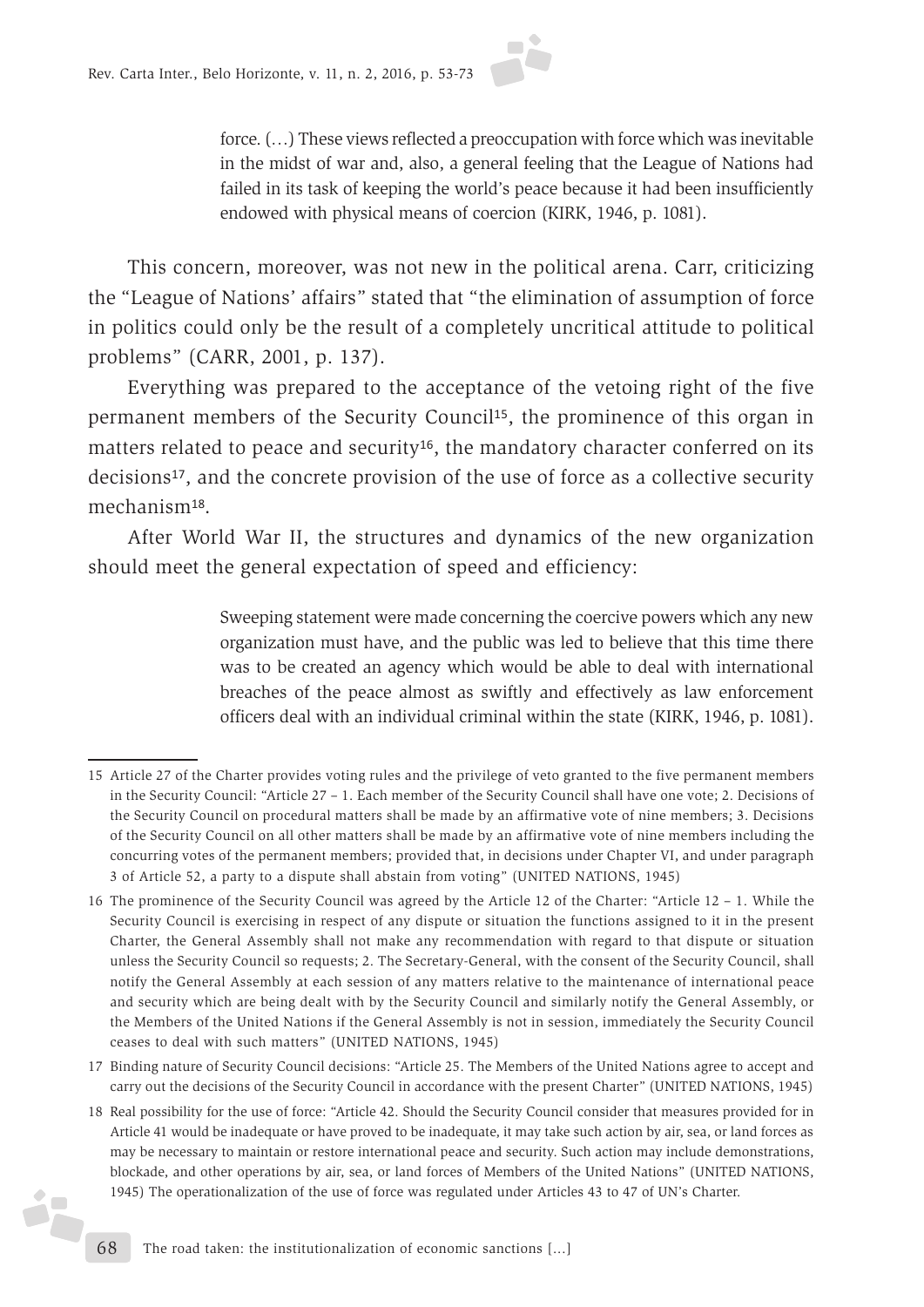> force. (…) These views reflected a preoccupation with force which was inevitable in the midst of war and, also, a general feeling that the League of Nations had failed in its task of keeping the world's peace because it had been insufficiently endowed with physical means of coercion (KIRK, 1946, p. 1081).

This concern, moreover, was not new in the political arena. Carr, criticizing the "League of Nations' affairs" stated that "the elimination of assumption of force in politics could only be the result of a completely uncritical attitude to political problems" (CARR, 2001, p. 137).

Everything was prepared to the acceptance of the vetoing right of the five permanent members of the Security Council[15], the prominence of this organ in matters related to peace and security[16], the mandatory character conferred on its decisions[17], and the concrete provision of the use of force as a collective security mechanism[18].

After World War II, the structures and dynamics of the new organization should meet the general expectation of speed and efficiency:

> Sweeping statement were made concerning the coercive powers which any new organization must have, and the public was led to believe that this time there was to be created an agency which would be able to deal with international breaches of the peace almost as swiftly and effectively as law enforcement officers deal with an individual criminal within the state (KIRK, 1946, p. 1081).

---

15 Article 27 of the Charter provides voting rules and the privilege of veto granted to the five permanent members in the Security Council: "Article 27 – 1. Each member of the Security Council shall have one vote; 2. Decisions of the Security Council on procedural matters shall be made by an affirmative vote of nine members; 3. Decisions of the Security Council on all other matters shall be made by an affirmative vote of nine members including the concurring votes of the permanent members; provided that, in decisions under Chapter VI, and under paragraph 3 of Article 52, a party to a dispute shall abstain from voting" (UNITED NATIONS, 1945)

16 The prominence of the Security Council was agreed by the Article 12 of the Charter: "Article 12 – 1. While the Security Council is exercising in respect of any dispute or situation the functions assigned to it in the present Charter, the General Assembly shall not make any recommendation with regard to that dispute or situation unless the Security Council so requests; 2. The Secretary-General, with the consent of the Security Council, shall notify the General Assembly at each session of any matters relative to the maintenance of international peace and security which are being dealt with by the Security Council and similarly notify the General Assembly, or the Members of the United Nations if the General Assembly is not in session, immediately the Security Council ceases to deal with such matters" (UNITED NATIONS, 1945)

17 Binding nature of Security Council decisions: "Article 25. The Members of the United Nations agree to accept and carry out the decisions of the Security Council in accordance with the present Charter" (UNITED NATIONS, 1945)

18 Real possibility for the use of force: "Article 42. Should the Security Council consider that measures provided for in Article 41 would be inadequate or have proved to be inadequate, it may take such action by air, sea, or land forces as may be necessary to maintain or restore international peace and security. Such action may include demonstrations, blockade, and other operations by air, sea, or land forces of Members of the United Nations" (UNITED NATIONS, 1945) The operationalization of the use of force was regulated under Articles 43 to 47 of UN's Charter.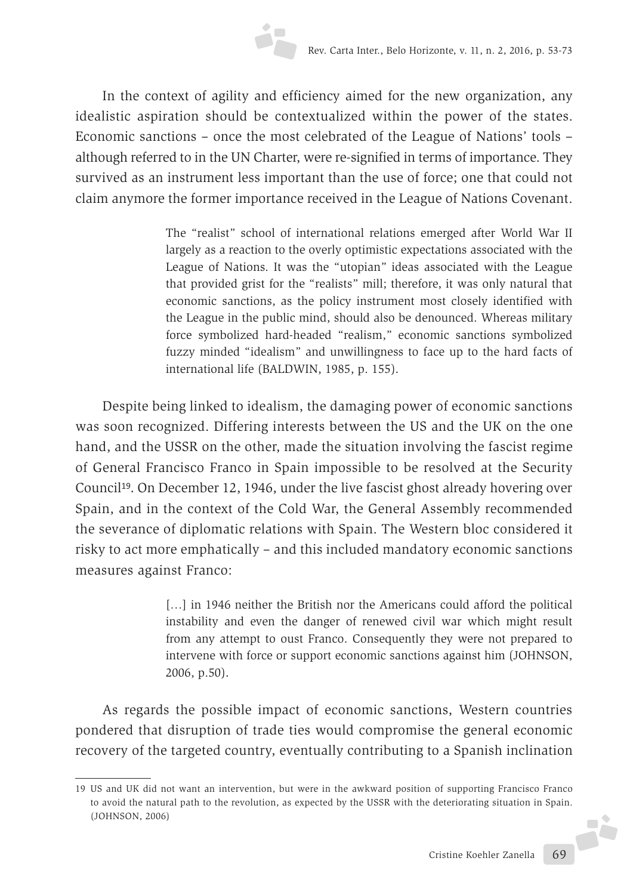In the context of agility and efficiency aimed for the new organization, any idealistic aspiration should be contextualized within the power of the states. Economic sanctions – once the most celebrated of the League of Nations' tools – although referred to in the UN Charter, were re-signified in terms of importance. They survived as an instrument less important than the use of force; one that could not claim anymore the former importance received in the League of Nations Covenant.

> The "realist" school of international relations emerged after World War II largely as a reaction to the overly optimistic expectations associated with the League of Nations. It was the "utopian" ideas associated with the League that provided grist for the "realists" mill; therefore, it was only natural that economic sanctions, as the policy instrument most closely identified with the League in the public mind, should also be denounced. Whereas military force symbolized hard-headed "realism," economic sanctions symbolized fuzzy minded "idealism" and unwillingness to face up to the hard facts of international life (BALDWIN, 1985, p. 155).

Despite being linked to idealism, the damaging power of economic sanctions was soon recognized. Differing interests between the US and the UK on the one hand, and the USSR on the other, made the situation involving the fascist regime of General Francisco Franco in Spain impossible to be resolved at the Security Council[19]. On December 12, 1946, under the live fascist ghost already hovering over Spain, and in the context of the Cold War, the General Assembly recommended the severance of diplomatic relations with Spain. The Western bloc considered it risky to act more emphatically – and this included mandatory economic sanctions measures against Franco:

> […] in 1946 neither the British nor the Americans could afford the political instability and even the danger of renewed civil war which might result from any attempt to oust Franco. Consequently they were not prepared to intervene with force or support economic sanctions against him (JOHNSON, 2006, p.50).

As regards the possible impact of economic sanctions, Western countries pondered that disruption of trade ties would compromise the general economic recovery of the targeted country, eventually contributing to a Spanish inclination

---

19 US and UK did not want an intervention, but were in the awkward position of supporting Francisco Franco to avoid the natural path to the revolution, as expected by the USSR with the deteriorating situation in Spain. (JOHNSON, 2006)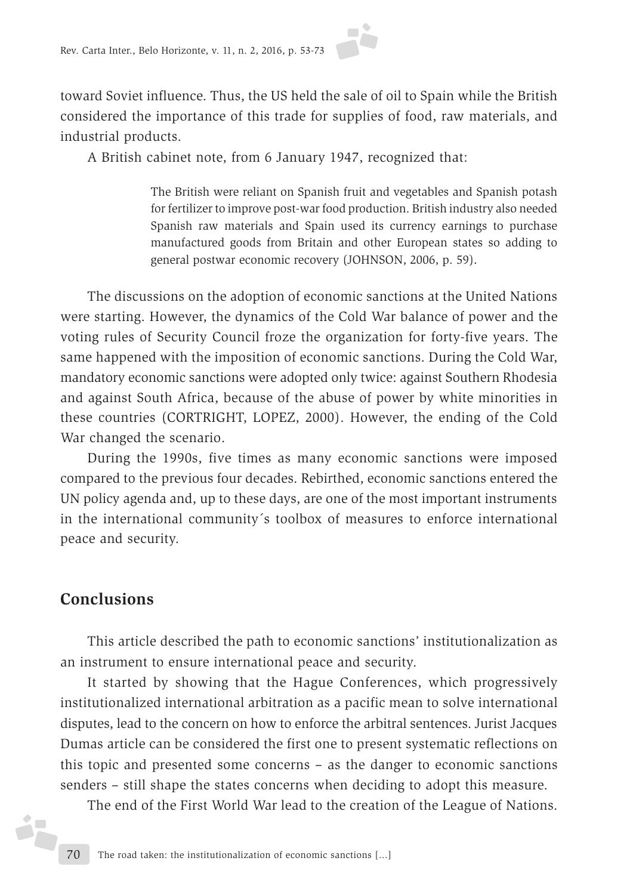toward Soviet influence. Thus, the US held the sale of oil to Spain while the British considered the importance of this trade for supplies of food, raw materials, and industrial products.

A British cabinet note, from 6 January 1947, recognized that:

> The British were reliant on Spanish fruit and vegetables and Spanish potash for fertilizer to improve post-war food production. British industry also needed Spanish raw materials and Spain used its currency earnings to purchase manufactured goods from Britain and other European states so adding to general postwar economic recovery (JOHNSON, 2006, p. 59).

The discussions on the adoption of economic sanctions at the United Nations were starting. However, the dynamics of the Cold War balance of power and the voting rules of Security Council froze the organization for forty-five years. The same happened with the imposition of economic sanctions. During the Cold War, mandatory economic sanctions were adopted only twice: against Southern Rhodesia and against South Africa, because of the abuse of power by white minorities in these countries (CORTRIGHT, LOPEZ, 2000). However, the ending of the Cold War changed the scenario.

During the 1990s, five times as many economic sanctions were imposed compared to the previous four decades. Rebirthed, economic sanctions entered the UN policy agenda and, up to these days, are one of the most important instruments in the international community´s toolbox of measures to enforce international peace and security.

## Conclusions

This article described the path to economic sanctions' institutionalization as an instrument to ensure international peace and security.

It started by showing that the Hague Conferences, which progressively institutionalized international arbitration as a pacific mean to solve international disputes, lead to the concern on how to enforce the arbitral sentences. Jurist Jacques Dumas article can be considered the first one to present systematic reflections on this topic and presented some concerns – as the danger to economic sanctions senders – still shape the states concerns when deciding to adopt this measure.

The end of the First World War lead to the creation of the League of Nations.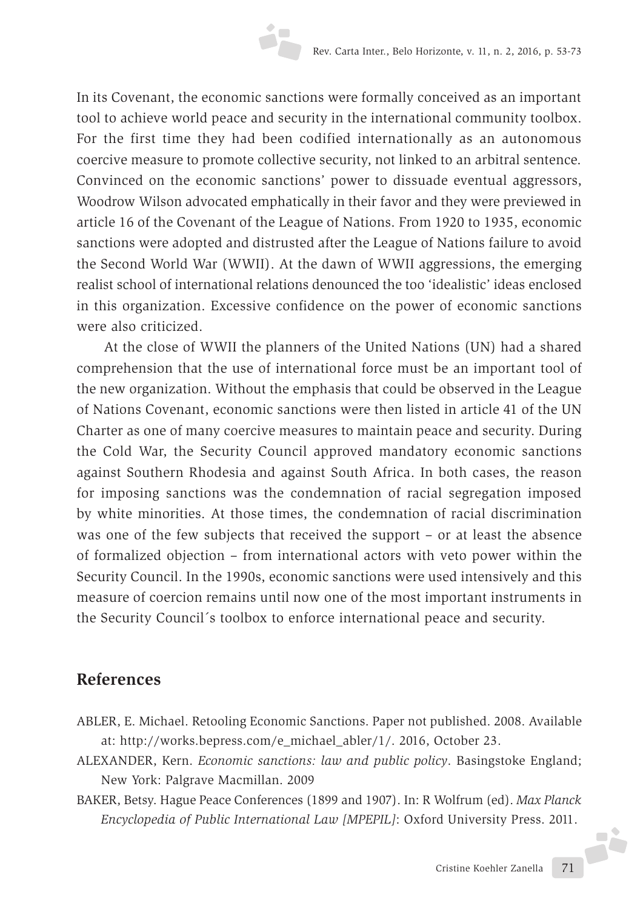In its Covenant, the economic sanctions were formally conceived as an important tool to achieve world peace and security in the international community toolbox. For the first time they had been codified internationally as an autonomous coercive measure to promote collective security, not linked to an arbitral sentence. Convinced on the economic sanctions' power to dissuade eventual aggressors, Woodrow Wilson advocated emphatically in their favor and they were previewed in article 16 of the Covenant of the League of Nations. From 1920 to 1935, economic sanctions were adopted and distrusted after the League of Nations failure to avoid the Second World War (WWII). At the dawn of WWII aggressions, the emerging realist school of international relations denounced the too 'idealistic' ideas enclosed in this organization. Excessive confidence on the power of economic sanctions were also criticized.

At the close of WWII the planners of the United Nations (UN) had a shared comprehension that the use of international force must be an important tool of the new organization. Without the emphasis that could be observed in the League of Nations Covenant, economic sanctions were then listed in article 41 of the UN Charter as one of many coercive measures to maintain peace and security. During the Cold War, the Security Council approved mandatory economic sanctions against Southern Rhodesia and against South Africa. In both cases, the reason for imposing sanctions was the condemnation of racial segregation imposed by white minorities. At those times, the condemnation of racial discrimination was one of the few subjects that received the support – or at least the absence of formalized objection – from international actors with veto power within the Security Council. In the 1990s, economic sanctions were used intensively and this measure of coercion remains until now one of the most important instruments in the Security Council´s toolbox to enforce international peace and security.

## References

ABLER, E. Michael. Retooling Economic Sanctions. Paper not published. 2008. Available at: http://works.bepress.com/e_michael_abler/1/. 2016, October 23.

ALEXANDER, Kern. *Economic sanctions: law and public policy*. Basingstoke England; New York: Palgrave Macmillan. 2009

BAKER, Betsy. Hague Peace Conferences (1899 and 1907). In: R Wolfrum (ed). *Max Planck Encyclopedia of Public International Law [MPEPIL]*: Oxford University Press. 2011.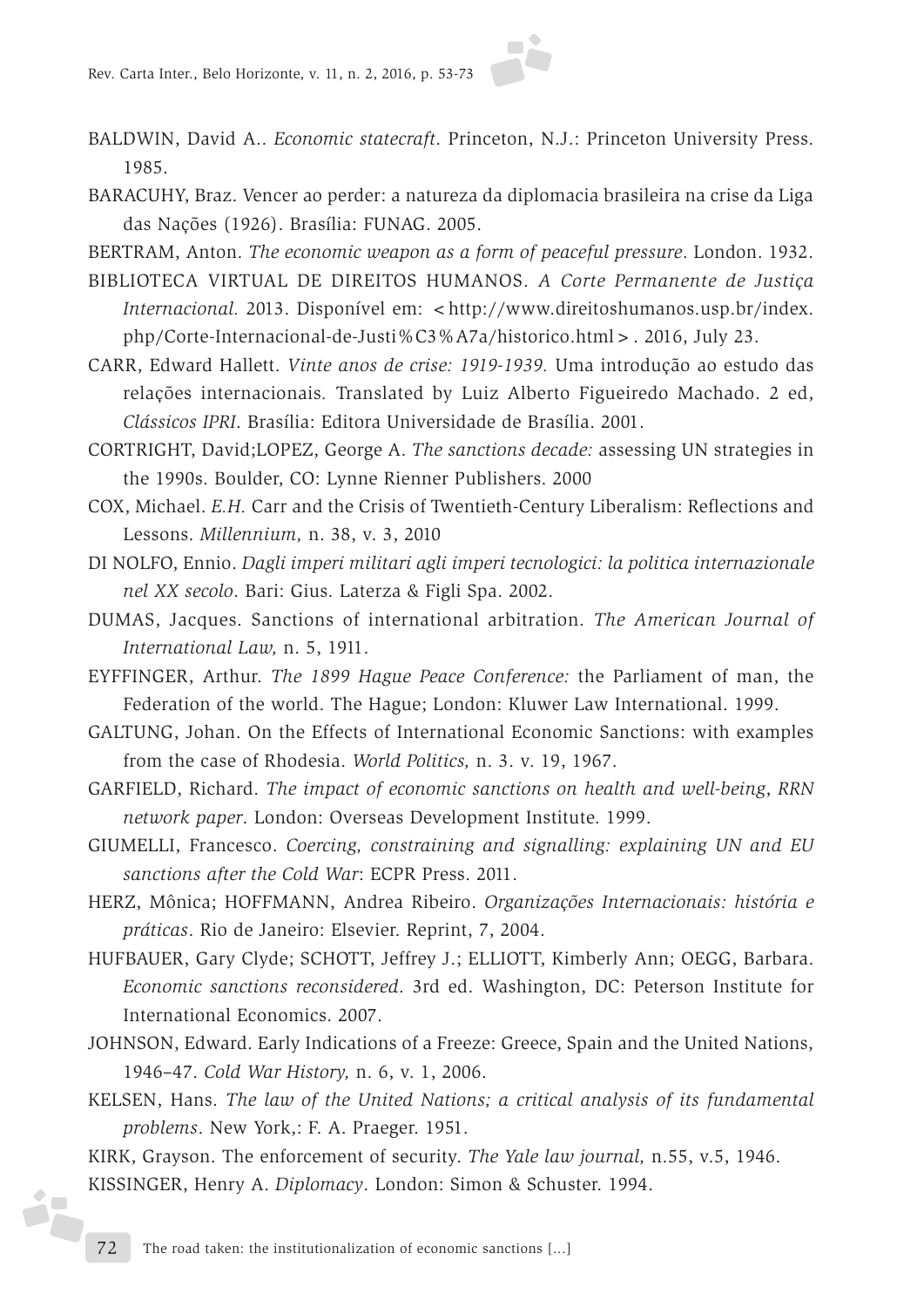BALDWIN, David A.. *Economic statecraft*. Princeton, N.J.: Princeton University Press. 1985.

BARACUHY, Braz. Vencer ao perder: a natureza da diplomacia brasileira na crise da Liga das Nações (1926). Brasília: FUNAG. 2005.

BERTRAM, Anton. *The economic weapon as a form of peaceful pressure*. London. 1932.

BIBLIOTECA VIRTUAL DE DIREITOS HUMANOS. *A Corte Permanente de Justiça Internacional.* 2013. Disponível em: <http://www.direitoshumanos.usp.br/index.php/Corte-Internacional-de-Justi%C3%A7a/historico.html>. 2016, July 23.

CARR, Edward Hallett. *Vinte anos de crise: 1919-1939.* Uma introdução ao estudo das relações internacionais. Translated by Luiz Alberto Figueiredo Machado. 2 ed, *Clássicos IPRI*. Brasília: Editora Universidade de Brasília. 2001.

CORTRIGHT, David;LOPEZ, George A. *The sanctions decade:* assessing UN strategies in the 1990s. Boulder, CO: Lynne Rienner Publishers. 2000

COX, Michael. *E.H.* Carr and the Crisis of Twentieth-Century Liberalism: Reflections and Lessons. *Millennium,* n. 38, v. 3, 2010

DI NOLFO, Ennio. *Dagli imperi militari agli imperi tecnologici: la politica internazionale nel XX secolo*. Bari: Gius. Laterza & Figli Spa. 2002.

DUMAS, Jacques. Sanctions of international arbitration. *The American Journal of International Law,* n. 5, 1911.

EYFFINGER, Arthur. *The 1899 Hague Peace Conference:* the Parliament of man, the Federation of the world. The Hague; London: Kluwer Law International. 1999.

GALTUNG, Johan. On the Effects of International Economic Sanctions: with examples from the case of Rhodesia. *World Politics,* n. 3. v. 19, 1967.

GARFIELD, Richard. *The impact of economic sanctions on health and well-being, RRN network paper*. London: Overseas Development Institute. 1999.

GIUMELLI, Francesco. *Coercing, constraining and signalling: explaining UN and EU sanctions after the Cold War*: ECPR Press. 2011.

HERZ, Mônica; HOFFMANN, Andrea Ribeiro. *Organizações Internacionais: história e práticas*. Rio de Janeiro: Elsevier. Reprint, 7, 2004.

HUFBAUER, Gary Clyde; SCHOTT, Jeffrey J.; ELLIOTT, Kimberly Ann; OEGG, Barbara. *Economic sanctions reconsidered*. 3rd ed. Washington, DC: Peterson Institute for International Economics. 2007.

JOHNSON, Edward. Early Indications of a Freeze: Greece, Spain and the United Nations, 1946–47. *Cold War History,* n. 6, v. 1, 2006.

KELSEN, Hans. *The law of the United Nations; a critical analysis of its fundamental problems*. New York,: F. A. Praeger. 1951.

KIRK, Grayson. The enforcement of security. *The Yale law journal,* n.55, v.5, 1946.

KISSINGER, Henry A. *Diplomacy*. London: Simon & Schuster. 1994.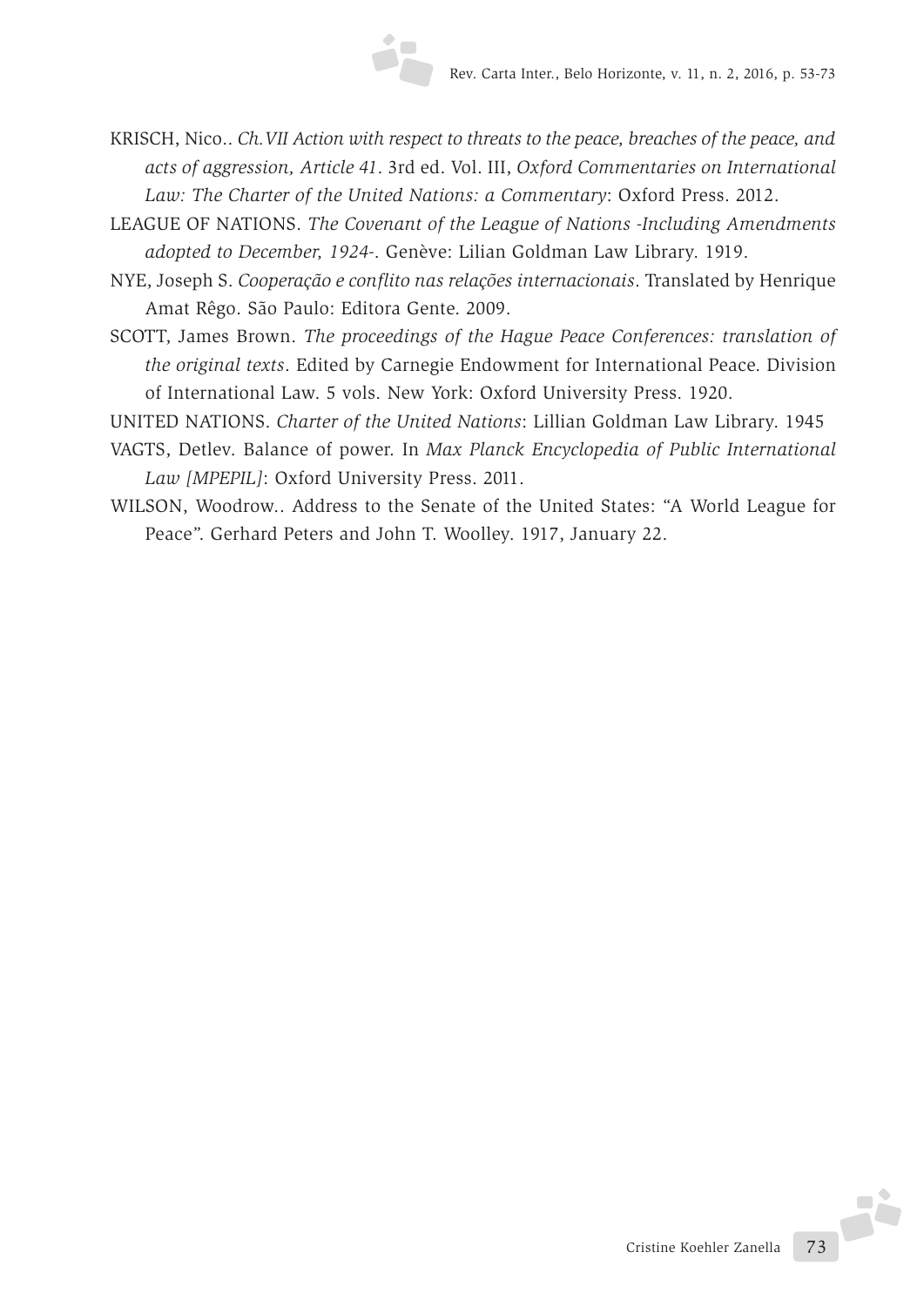KRISCH, Nico.. *Ch.VII Action with respect to threats to the peace, breaches of the peace, and acts of aggression, Article 41*. 3rd ed. Vol. III, *Oxford Commentaries on International Law: The Charter of the United Nations: a Commentary*: Oxford Press. 2012.

LEAGUE OF NATIONS. *The Covenant of the League of Nations -Including Amendments adopted to December, 1924-*. Genève: Lilian Goldman Law Library. 1919.

NYE, Joseph S. *Cooperação e conflito nas relações internacionais*. Translated by Henrique Amat Rêgo. São Paulo: Editora Gente. 2009.

SCOTT, James Brown. *The proceedings of the Hague Peace Conferences: translation of the original texts*. Edited by Carnegie Endowment for International Peace. Division of International Law. 5 vols. New York: Oxford University Press. 1920.

UNITED NATIONS. *Charter of the United Nations*: Lillian Goldman Law Library. 1945

VAGTS, Detlev. Balance of power. In *Max Planck Encyclopedia of Public International Law [MPEPIL]*: Oxford University Press. 2011.

WILSON, Woodrow.. Address to the Senate of the United States: "A World League for Peace". Gerhard Peters and John T. Woolley. 1917, January 22.